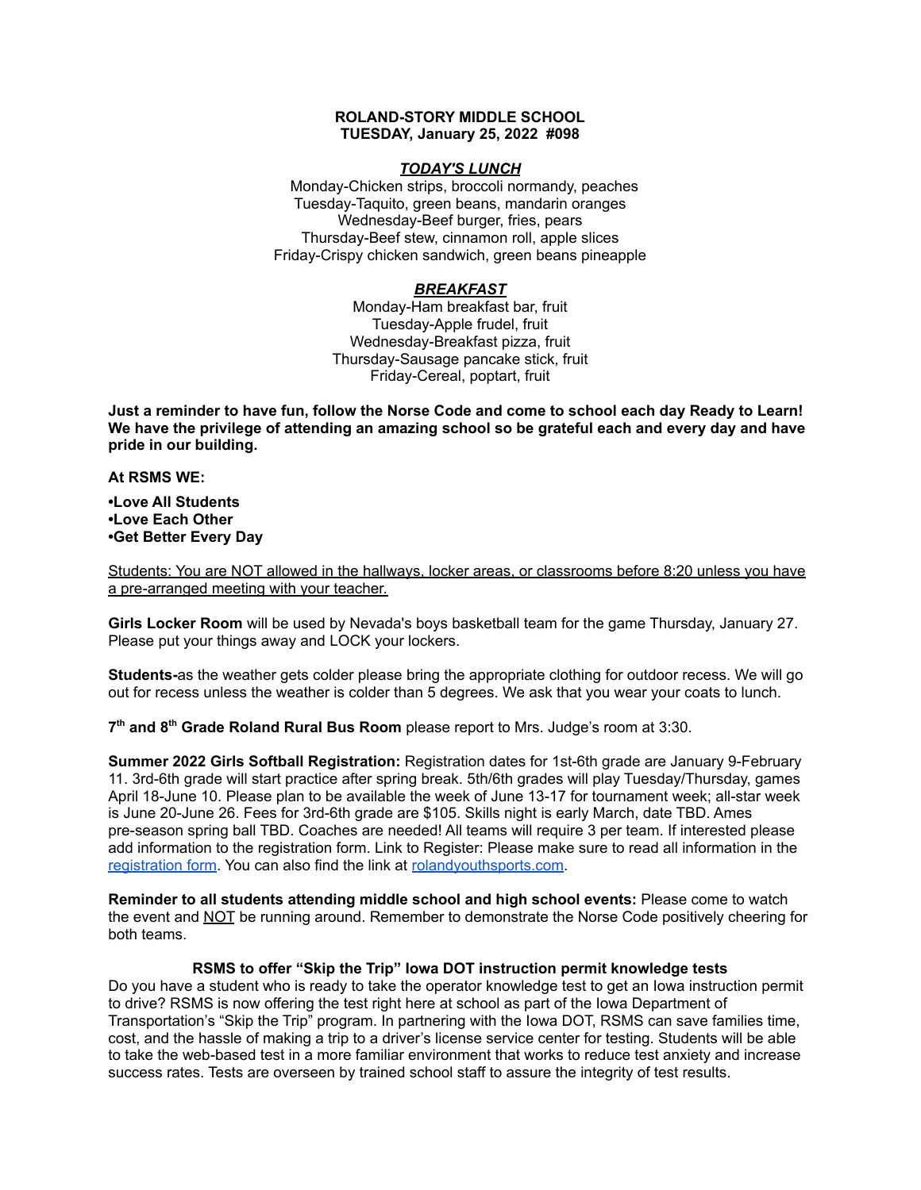**ROLAND-STORY MIDDLE SCHOOL**
**TUESDAY, January 25, 2022 #098**

***TODAY'S LUNCH***

Monday-Chicken strips, broccoli normandy, peaches
Tuesday-Taquito, green beans, mandarin oranges
Wednesday-Beef burger, fries, pears
Thursday-Beef stew, cinnamon roll, apple slices
Friday-Crispy chicken sandwich, green beans pineapple

***BREAKFAST***

Monday-Ham breakfast bar, fruit
Tuesday-Apple frudel, fruit
Wednesday-Breakfast pizza, fruit
Thursday-Sausage pancake stick, fruit
Friday-Cereal, poptart, fruit

**Just a reminder to have fun, follow the Norse Code and come to school each day Ready to Learn! We have the privilege of attending an amazing school so be grateful each and every day and have pride in our building.**

**At RSMS WE:**

**•Love All Students**
**•Love Each Other**
**•Get Better Every Day**

Students: You are NOT allowed in the hallways, locker areas, or classrooms before 8:20 unless you have a pre-arranged meeting with your teacher.

**Girls Locker Room** will be used by Nevada's boys basketball team for the game Thursday, January 27. Please put your things away and LOCK your lockers.

**Students-**as the weather gets colder please bring the appropriate clothing for outdoor recess. We will go out for recess unless the weather is colder than 5 degrees. We ask that you wear your coats to lunch.

**7th and 8th Grade Roland Rural Bus Room** please report to Mrs. Judge's room at 3:30.

**Summer 2022 Girls Softball Registration:** Registration dates for 1st-6th grade are January 9-February 11. 3rd-6th grade will start practice after spring break. 5th/6th grades will play Tuesday/Thursday, games April 18-June 10. Please plan to be available the week of June 13-17 for tournament week; all-star week is June 20-June 26. Fees for 3rd-6th grade are $105. Skills night is early March, date TBD. Ames pre-season spring ball TBD. Coaches are needed! All teams will require 3 per team. If interested please add information to the registration form. Link to Register: Please make sure to read all information in the registration form. You can also find the link at rolandyouthsports.com.

**Reminder to all students attending middle school and high school events:** Please come to watch the event and NOT be running around. Remember to demonstrate the Norse Code positively cheering for both teams.

**RSMS to offer "Skip the Trip" Iowa DOT instruction permit knowledge tests**

Do you have a student who is ready to take the operator knowledge test to get an Iowa instruction permit to drive? RSMS is now offering the test right here at school as part of the Iowa Department of Transportation's "Skip the Trip" program. In partnering with the Iowa DOT, RSMS can save families time, cost, and the hassle of making a trip to a driver's license service center for testing. Students will be able to take the web-based test in a more familiar environment that works to reduce test anxiety and increase success rates. Tests are overseen by trained school staff to assure the integrity of test results.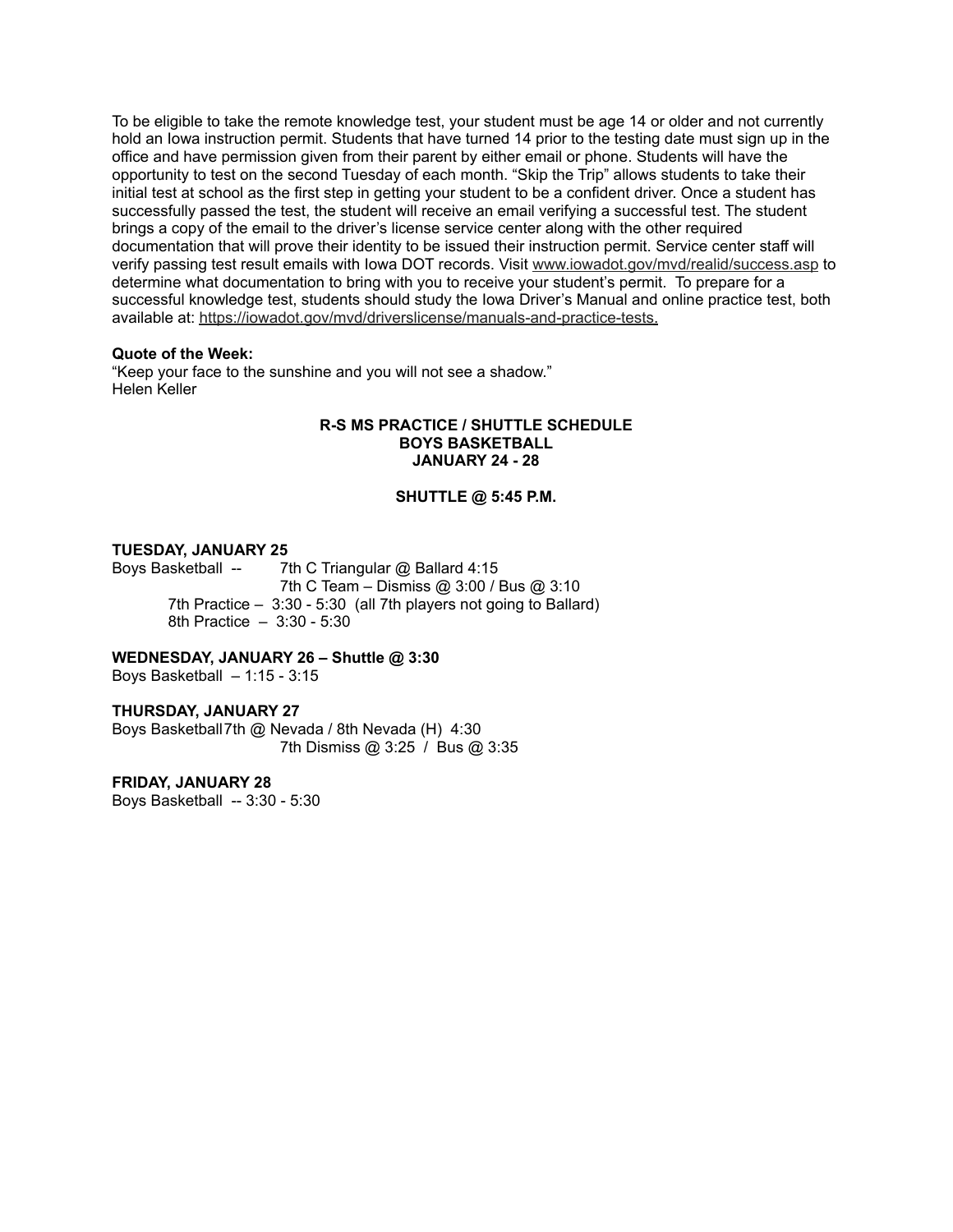To be eligible to take the remote knowledge test, your student must be age 14 or older and not currently hold an Iowa instruction permit. Students that have turned 14 prior to the testing date must sign up in the office and have permission given from their parent by either email or phone. Students will have the opportunity to test on the second Tuesday of each month. "Skip the Trip" allows students to take their initial test at school as the first step in getting your student to be a confident driver. Once a student has successfully passed the test, the student will receive an email verifying a successful test. The student brings a copy of the email to the driver's license service center along with the other required documentation that will prove their identity to be issued their instruction permit. Service center staff will verify passing test result emails with Iowa DOT records. Visit www.iowadot.gov/mvd/realid/success.asp to determine what documentation to bring with you to receive your student's permit. To prepare for a successful knowledge test, students should study the Iowa Driver's Manual and online practice test, both available at: https://iowadot.gov/mvd/driverslicense/manuals-and-practice-tests.

**Quote of the Week:**
"Keep your face to the sunshine and you will not see a shadow."
Helen Keller

**R-S MS PRACTICE / SHUTTLE SCHEDULE**
**BOYS BASKETBALL**
**JANUARY 24 - 28**

**SHUTTLE @ 5:45 P.M.**

**TUESDAY, JANUARY 25**
Boys Basketball -- 7th C Triangular @ Ballard 4:15
7th C Team – Dismiss @ 3:00 / Bus @ 3:10
7th Practice – 3:30 - 5:30 (all 7th players not going to Ballard)
8th Practice – 3:30 - 5:30

**WEDNESDAY, JANUARY 26 – Shuttle @ 3:30**
Boys Basketball – 1:15 - 3:15

**THURSDAY, JANUARY 27**
Boys Basketball7th @ Nevada / 8th Nevada (H) 4:30
7th Dismiss @ 3:25 / Bus @ 3:35

**FRIDAY, JANUARY 28**
Boys Basketball -- 3:30 - 5:30